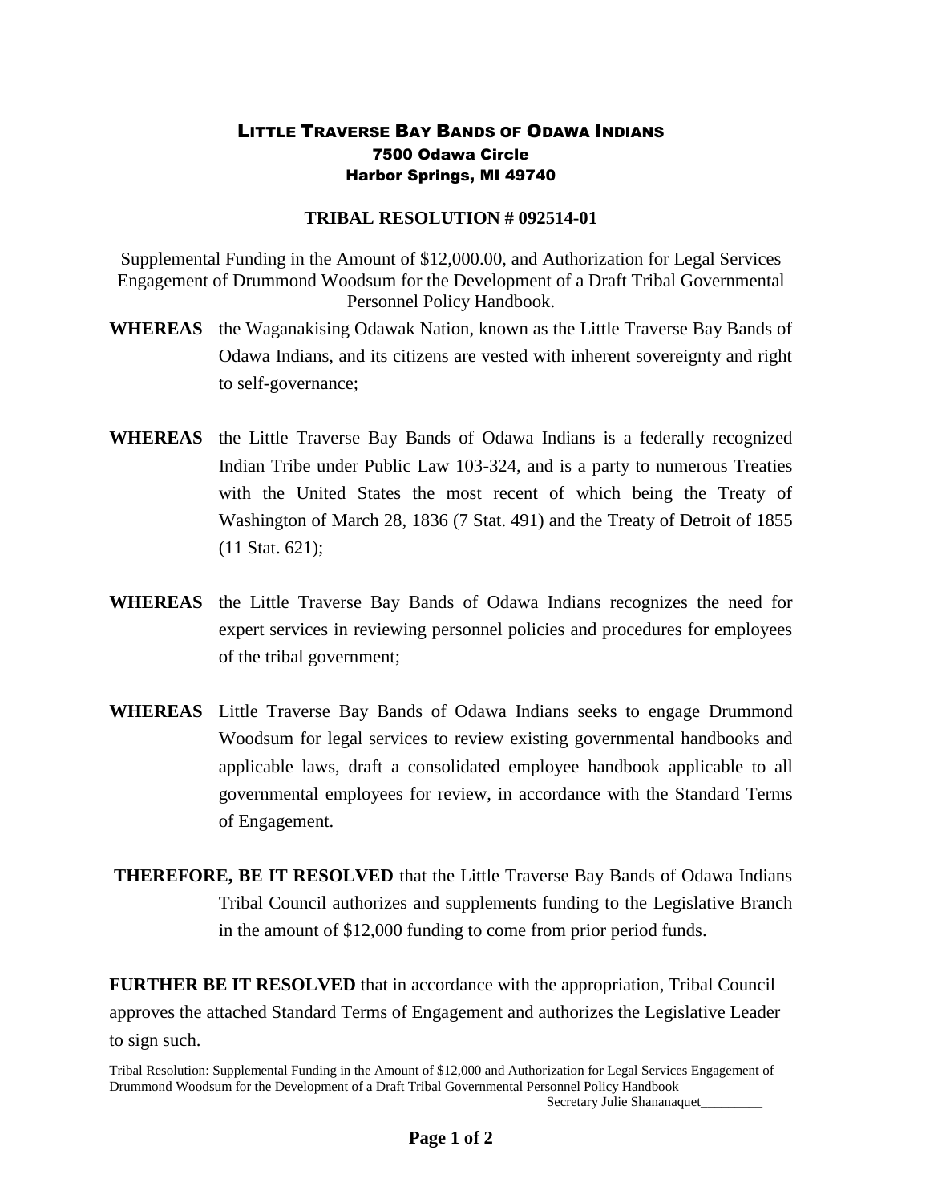# LITTLE TRAVERSE BAY BANDS OF ODAWA INDIANS

**7500 Odawa Circle**
**Harbor Springs, MI 49740**

## TRIBAL RESOLUTION # 092514-01

Supplemental Funding in the Amount of $12,000.00, and Authorization for Legal Services Engagement of Drummond Woodsum for the Development of a Draft Tribal Governmental Personnel Policy Handbook.

**WHEREAS** the Waganakising Odawak Nation, known as the Little Traverse Bay Bands of Odawa Indians, and its citizens are vested with inherent sovereignty and right to self-governance;

**WHEREAS** the Little Traverse Bay Bands of Odawa Indians is a federally recognized Indian Tribe under Public Law 103-324, and is a party to numerous Treaties with the United States the most recent of which being the Treaty of Washington of March 28, 1836 (7 Stat. 491) and the Treaty of Detroit of 1855 (11 Stat. 621);

**WHEREAS** the Little Traverse Bay Bands of Odawa Indians recognizes the need for expert services in reviewing personnel policies and procedures for employees of the tribal government;

**WHEREAS** Little Traverse Bay Bands of Odawa Indians seeks to engage Drummond Woodsum for legal services to review existing governmental handbooks and applicable laws, draft a consolidated employee handbook applicable to all governmental employees for review, in accordance with the Standard Terms of Engagement.

**THEREFORE, BE IT RESOLVED** that the Little Traverse Bay Bands of Odawa Indians Tribal Council authorizes and supplements funding to the Legislative Branch in the amount of $12,000 funding to come from prior period funds.

**FURTHER BE IT RESOLVED** that in accordance with the appropriation, Tribal Council approves the attached Standard Terms of Engagement and authorizes the Legislative Leader to sign such.

Tribal Resolution: Supplemental Funding in the Amount of $12,000 and Authorization for Legal Services Engagement of Drummond Woodsum for the Development of a Draft Tribal Governmental Personnel Policy Handbook

Secretary Julie Shananaquet_________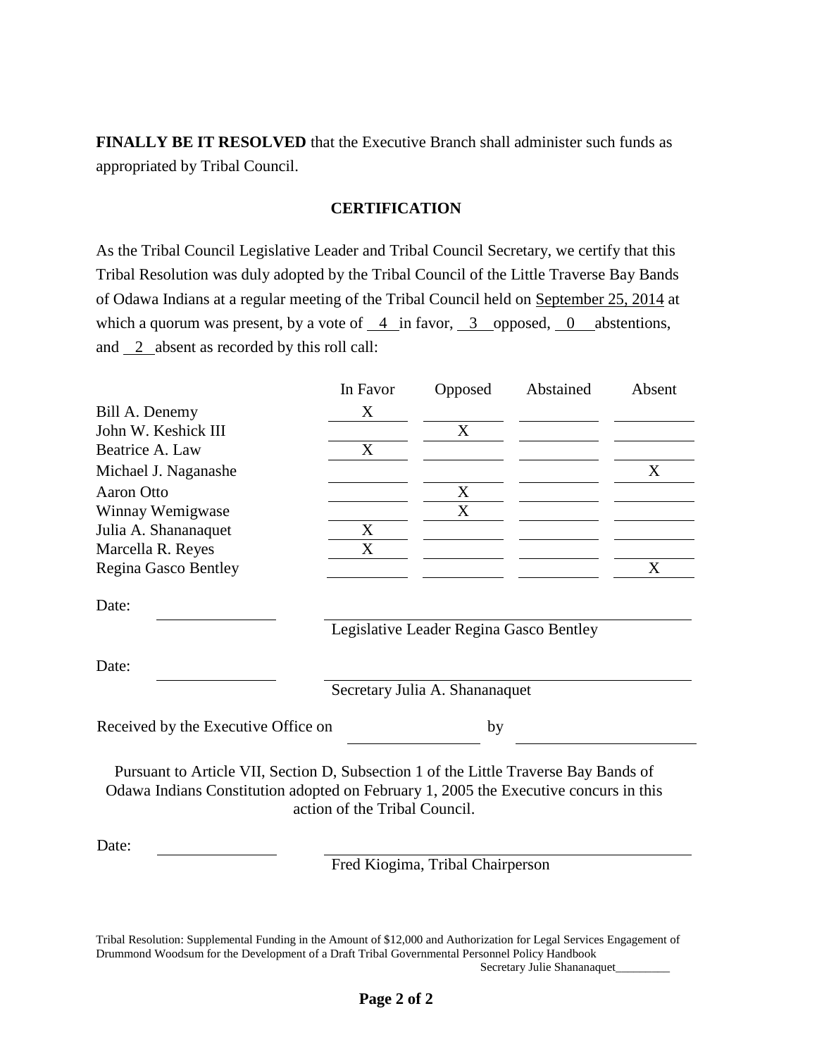**FINALLY BE IT RESOLVED** that the Executive Branch shall administer such funds as appropriated by Tribal Council.

## CERTIFICATION

As the Tribal Council Legislative Leader and Tribal Council Secretary, we certify that this Tribal Resolution was duly adopted by the Tribal Council of the Little Traverse Bay Bands of Odawa Indians at a regular meeting of the Tribal Council held on September 25, 2014 at which a quorum was present, by a vote of 4 in favor, 3 opposed, 0 abstentions, and 2 absent as recorded by this roll call:

| | In Favor | Opposed | Abstained | Absent |
|---|---|---|---|---|
| Bill A. Denemy | X | | | |
| John W. Keshick III | | X | | |
| Beatrice A. Law | X | | | |
| Michael J. Naganashe | | | | X |
| Aaron Otto | | X | | |
| Winnay Wemigwase | | X | | |
| Julia A. Shananaquet | X | | | |
| Marcella R. Reyes | X | | | |
| Regina Gasco Bentley | | | | X |

Date: ______________ ________________________________
Legislative Leader Regina Gasco Bentley

Date: ______________ ________________________________
Secretary Julia A. Shananaquet

Received by the Executive Office on ______________ by ______________

Pursuant to Article VII, Section D, Subsection 1 of the Little Traverse Bay Bands of Odawa Indians Constitution adopted on February 1, 2005 the Executive concurs in this action of the Tribal Council.

Date: ______________ ________________________________
Fred Kiogima, Tribal Chairperson

Tribal Resolution: Supplemental Funding in the Amount of $12,000 and Authorization for Legal Services Engagement of Drummond Woodsum for the Development of a Draft Tribal Governmental Personnel Policy Handbook

Secretary Julie Shananaquet_________